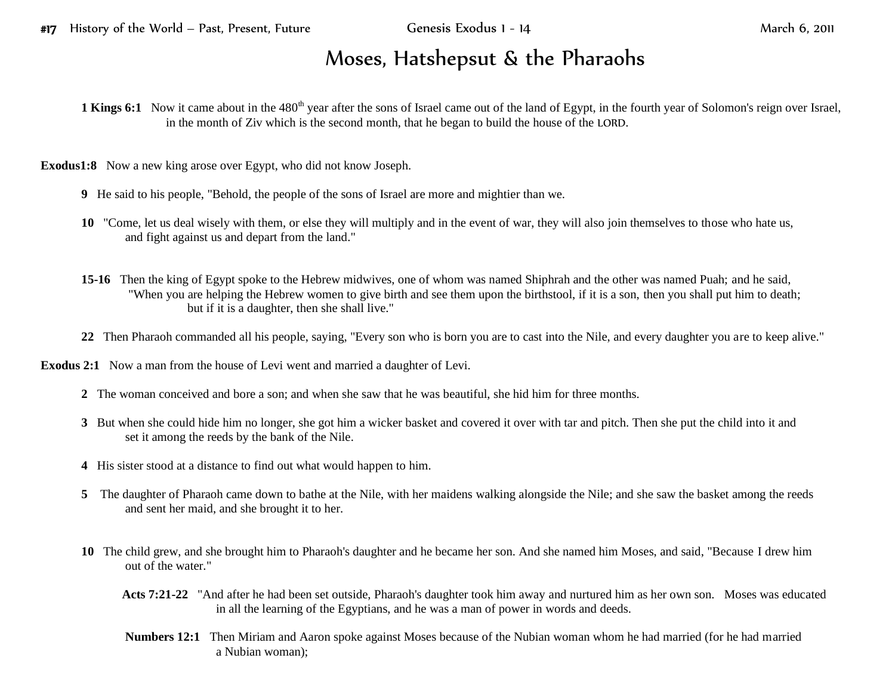# Moses, Hatshepsut & the Pharaohs

**1 Kings 6:1** Now it came about in the 480th year after the sons of Israel came out of the land of Egypt, in the fourth year of Solomon's reign over Israel, in the month of Ziv which is the second month, that he began to build the house of the LORD.

**Exodus1:8** Now a new king arose over Egypt, who did not know Joseph.

**9** He said to his people, "Behold, the people of the sons of Israel are more and mightier than we.

**10** "Come, let us deal wisely with them, or else they will multiply and in the event of war, they will also join themselves to those who hate us, and fight against us and depart from the land."

**15-16** Then the king of Egypt spoke to the Hebrew midwives, one of whom was named Shiphrah and the other was named Puah; and he said, "When you are helping the Hebrew women to give birth and see them upon the birthstool, if it is a son, then you shall put him to death; but if it is a daughter, then she shall live."

**22** Then Pharaoh commanded all his people, saying, "Every son who is born you are to cast into the Nile, and every daughter you are to keep alive."

**Exodus 2:1** Now a man from the house of Levi went and married a daughter of Levi.

**2** The woman conceived and bore a son; and when she saw that he was beautiful, she hid him for three months.

**3** But when she could hide him no longer, she got him a wicker basket and covered it over with tar and pitch. Then she put the child into it and set it among the reeds by the bank of the Nile.

**4** His sister stood at a distance to find out what would happen to him.

**5** The daughter of Pharaoh came down to bathe at the Nile, with her maidens walking alongside the Nile; and she saw the basket among the reeds and sent her maid, and she brought it to her.

**10** The child grew, and she brought him to Pharaoh's daughter and he became her son. And she named him Moses, and said, "Because I drew him out of the water."

**Acts 7:21-22** "And after he had been set outside, Pharaoh's daughter took him away and nurtured him as her own son. Moses was educated in all the learning of the Egyptians, and he was a man of power in words and deeds.

**Numbers 12:1** Then Miriam and Aaron spoke against Moses because of the Nubian woman whom he had married (for he had married a Nubian woman);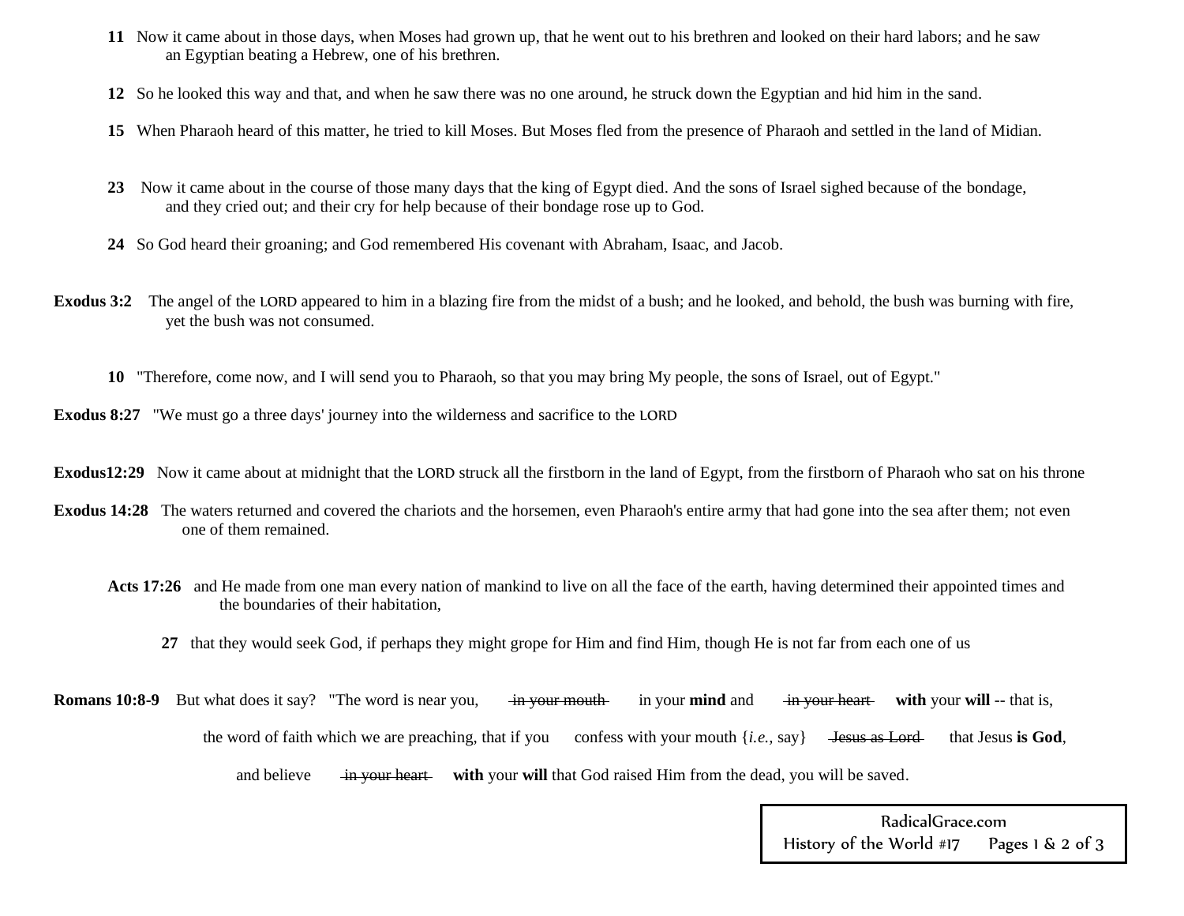**11** Now it came about in those days, when Moses had grown up, that he went out to his brethren and looked on their hard labors; and he saw an Egyptian beating a Hebrew, one of his brethren.

**12** So he looked this way and that, and when he saw there was no one around, he struck down the Egyptian and hid him in the sand.

**15** When Pharaoh heard of this matter, he tried to kill Moses. But Moses fled from the presence of Pharaoh and settled in the land of Midian.

**23** Now it came about in the course of those many days that the king of Egypt died. And the sons of Israel sighed because of the bondage, and they cried out; and their cry for help because of their bondage rose up to God.

**24** So God heard their groaning; and God remembered His covenant with Abraham, Isaac, and Jacob.

**Exodus 3:2** The angel of the LORD appeared to him in a blazing fire from the midst of a bush; and he looked, and behold, the bush was burning with fire, yet the bush was not consumed.

**10** "Therefore, come now, and I will send you to Pharaoh, so that you may bring My people, the sons of Israel, out of Egypt."

**Exodus 8:27** "We must go a three days' journey into the wilderness and sacrifice to the LORD

**Exodus12:29** Now it came about at midnight that the LORD struck all the firstborn in the land of Egypt, from the firstborn of Pharaoh who sat on his throne

**Exodus 14:28** The waters returned and covered the chariots and the horsemen, even Pharaoh's entire army that had gone into the sea after them; not even one of them remained.

**Acts 17:26** and He made from one man every nation of mankind to live on all the face of the earth, having determined their appointed times and the boundaries of their habitation,

**27** that they would seek God, if perhaps they might grope for Him and find Him, though He is not far from each one of us

**Romans 10:8-9** But what does it say? "The word is near you, ~~in your mouth~~ in your **mind** and ~~in your heart~~ **with** your **will** -- that is,

the word of faith which we are preaching, that if you confess with your mouth {*i.e.,* say} ~~Jesus as Lord~~ that Jesus **is God**,

and believe ~~in your heart~~ **with** your **will** that God raised Him from the dead, you will be saved.

RadicalGrace.com
History of the World #17 Pages 1 & 2 of 3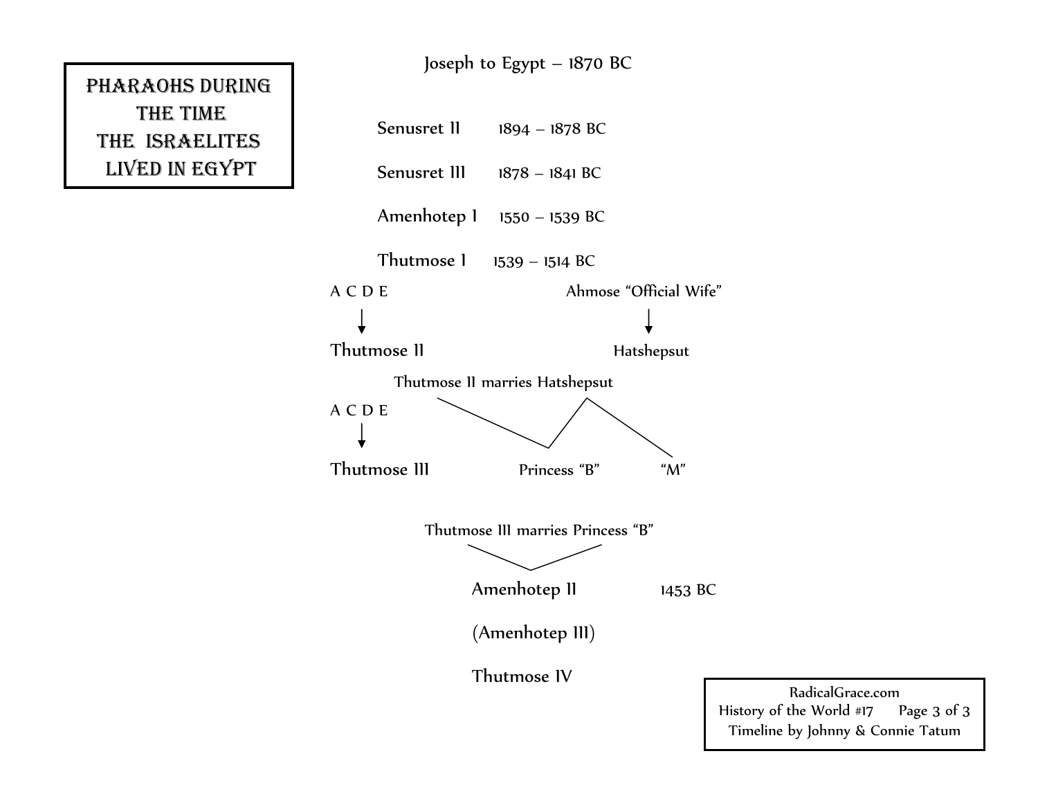# PHARAOHS DURING THE TIME THE ISRAELITES LIVED IN EGYPT

Joseph to Egypt – 1870 BC

Senusret II 1894 – 1878 BC

Senusret III 1878 – 1841 BC

Amenhotep I 1550 – 1539 BC

Thutmose I 1539 – 1514 BC

A C D E → Thutmose II

Ahmose "Official Wife" → Hatshepsut

Thutmose II marries Hatshepsut

A C D E → Thutmose III

Princess "B"

"M"

Thutmose III marries Princess "B"

Amenhotep II 1453 BC

(Amenhotep III)

Thutmose IV

RadicalGrace.com
History of the World #17
Timeline by Johnny & Connie Tatum